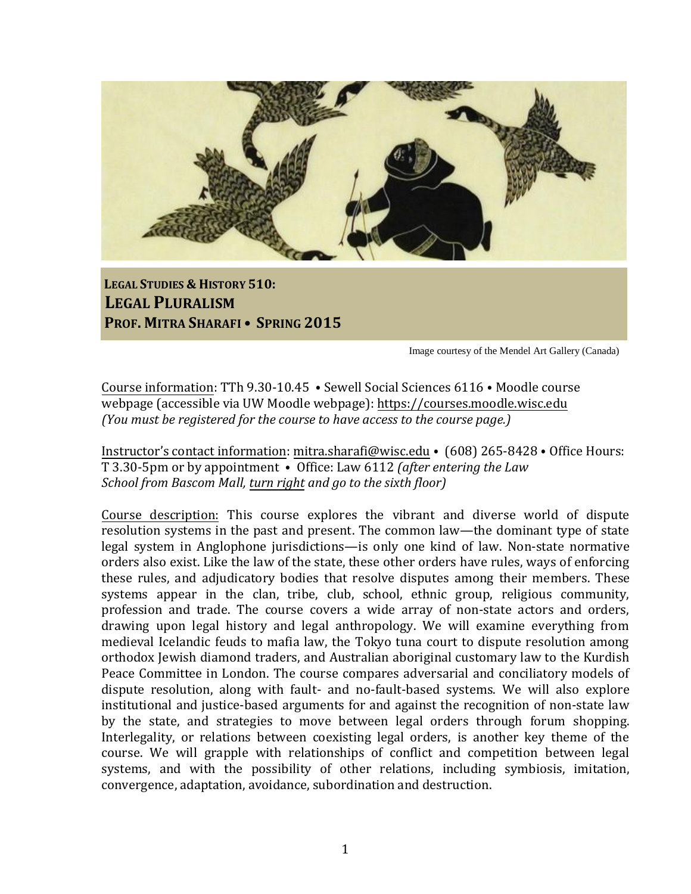**LEGAL STUDIES & HISTORY 510:**
# LEGAL PLURALISM
**PROF. MITRA SHARAFI • SPRING 2015**

Image courtesy of the Mendel Art Gallery (Canada)

Course information: TTh 9.30-10.45 • Sewell Social Sciences 6116 • Moodle course webpage (accessible via UW Moodle webpage): https://courses.moodle.wisc.edu
*(You must be registered for the course to have access to the course page.)*

Instructor's contact information: mitra.sharafi@wisc.edu • (608) 265-8428 • Office Hours: T 3.30-5pm or by appointment • Office: Law 6112 *(after entering the Law School from Bascom Mall, turn right and go to the sixth floor)*

Course description: This course explores the vibrant and diverse world of dispute resolution systems in the past and present. The common law—the dominant type of state legal system in Anglophone jurisdictions—is only one kind of law. Non-state normative orders also exist. Like the law of the state, these other orders have rules, ways of enforcing these rules, and adjudicatory bodies that resolve disputes among their members. These systems appear in the clan, tribe, club, school, ethnic group, religious community, profession and trade. The course covers a wide array of non-state actors and orders, drawing upon legal history and legal anthropology. We will examine everything from medieval Icelandic feuds to mafia law, the Tokyo tuna court to dispute resolution among orthodox Jewish diamond traders, and Australian aboriginal customary law to the Kurdish Peace Committee in London. The course compares adversarial and conciliatory models of dispute resolution, along with fault- and no-fault-based systems. We will also explore institutional and justice-based arguments for and against the recognition of non-state law by the state, and strategies to move between legal orders through forum shopping. Interlegality, or relations between coexisting legal orders, is another key theme of the course. We will grapple with relationships of conflict and competition between legal systems, and with the possibility of other relations, including symbiosis, imitation, convergence, adaptation, avoidance, subordination and destruction.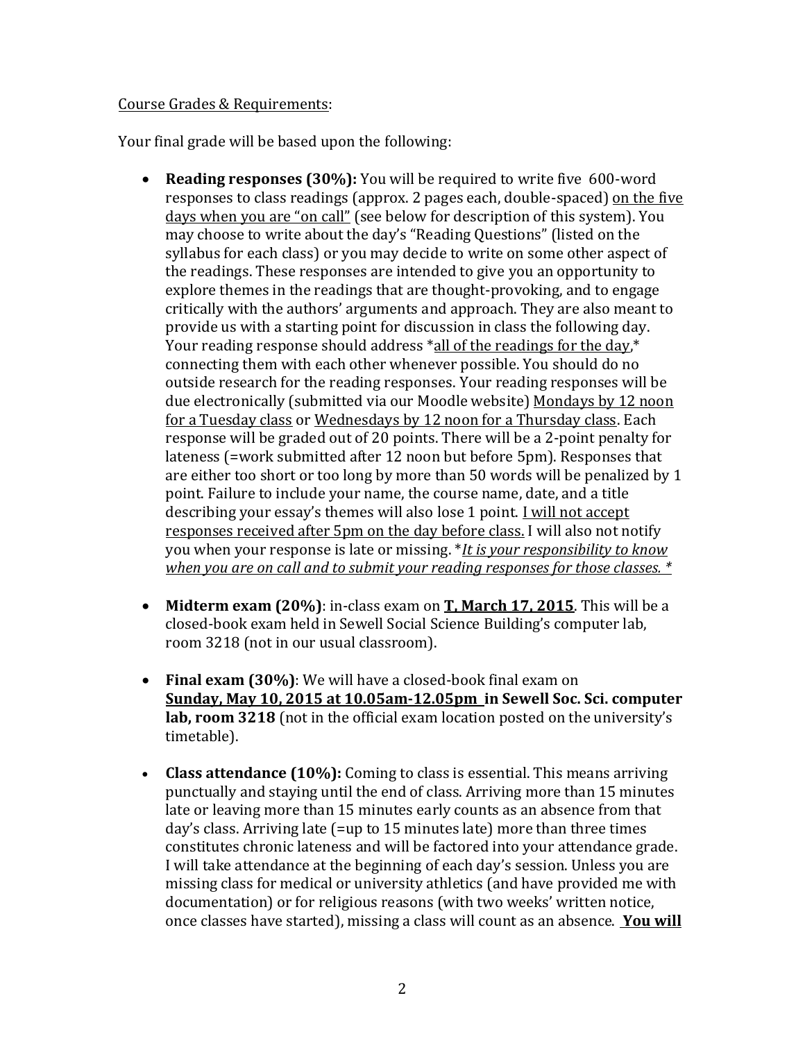<u>Course Grades & Requirements</u>:

Your final grade will be based upon the following:

- **Reading responses (30%):** You will be required to write five 600-word responses to class readings (approx. 2 pages each, double-spaced) <u>on the five days when you are "on call"</u> (see below for description of this system). You may choose to write about the day's "Reading Questions" (listed on the syllabus for each class) or you may decide to write on some other aspect of the readings. These responses are intended to give you an opportunity to explore themes in the readings that are thought-provoking, and to engage critically with the authors' arguments and approach. They are also meant to provide us with a starting point for discussion in class the following day. Your reading response should address *<u>all of the readings for the day</u>,* connecting them with each other whenever possible. You should do no outside research for the reading responses. Your reading responses will be due electronically (submitted via our Moodle website) <u>Mondays by 12 noon for a Tuesday class</u> or <u>Wednesdays by 12 noon for a Thursday class</u>. Each response will be graded out of 20 points. There will be a 2-point penalty for lateness (=work submitted after 12 noon but before 5pm). Responses that are either too short or too long by more than 50 words will be penalized by 1 point. Failure to include your name, the course name, date, and a title describing your essay's themes will also lose 1 point. <u>I will not accept responses received after 5pm on the day before class.</u> I will also not notify you when your response is late or missing. *<u>*It is your responsibility to know when you are on call and to submit your reading responses for those classes.*</u> *

- **Midterm exam (20%)**: in-class exam on <u>**T, March 17, 2015**</u>. This will be a closed-book exam held in Sewell Social Science Building's computer lab, room 3218 (not in our usual classroom).

- **Final exam (30%)**: We will have a closed-book final exam on <u>**Sunday, May 10, 2015 at 10.05am-12.05pm**</u> **in Sewell Soc. Sci. computer lab, room 3218** (not in the official exam location posted on the university's timetable).

- **Class attendance (10%):** Coming to class is essential. This means arriving punctually and staying until the end of class. Arriving more than 15 minutes late or leaving more than 15 minutes early counts as an absence from that day's class. Arriving late (=up to 15 minutes late) more than three times constitutes chronic lateness and will be factored into your attendance grade. I will take attendance at the beginning of each day's session. Unless you are missing class for medical or university athletics (and have provided me with documentation) or for religious reasons (with two weeks' written notice, once classes have started), missing a class will count as an absence. <u>**You will**</u>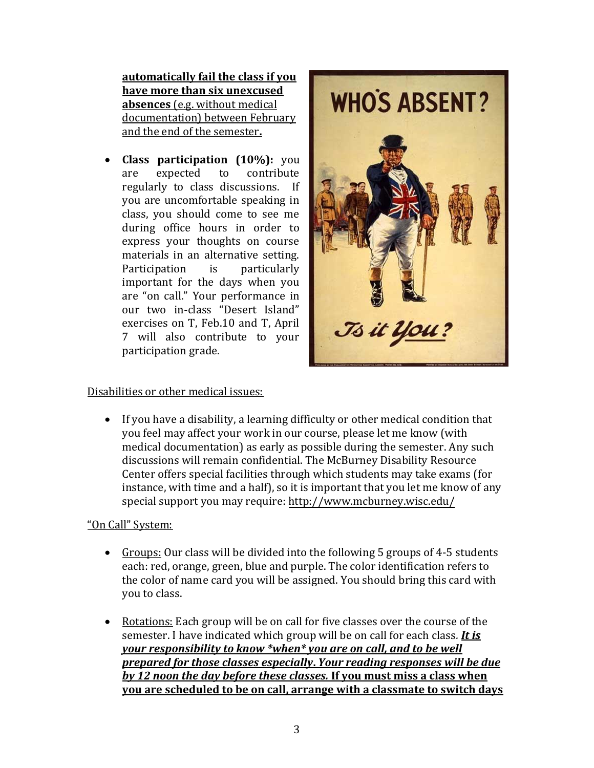**automatically fail the class if you have more than six unexcused absences** (e.g. without medical documentation) between February and the end of the semester**.**

- **Class participation (10%):** you are expected to contribute regularly to class discussions. If you are uncomfortable speaking in class, you should come to see me during office hours in order to express your thoughts on course materials in an alternative setting. Participation is particularly important for the days when you are "on call." Your performance in our two in-class "Desert Island" exercises on T, Feb.10 and T, April 7 will also contribute to your participation grade.

Disabilities or other medical issues:

- If you have a disability, a learning difficulty or other medical condition that you feel may affect your work in our course, please let me know (with medical documentation) as early as possible during the semester. Any such discussions will remain confidential. The McBurney Disability Resource Center offers special facilities through which students may take exams (for instance, with time and a half), so it is important that you let me know of any special support you may require: http://www.mcburney.wisc.edu/

"On Call" System:

- Groups: Our class will be divided into the following 5 groups of 4-5 students each: red, orange, green, blue and purple. The color identification refers to the color of name card you will be assigned. You should bring this card with you to class.

- Rotations: Each group will be on call for five classes over the course of the semester. I have indicated which group will be on call for each class. ***It is your responsibility to know \*when\* you are on call, and to be well prepared for those classes especially. Your reading responses will be due by 12 noon the day before these classes.*** **If you must miss a class when you are scheduled to be on call, arrange with a classmate to switch days**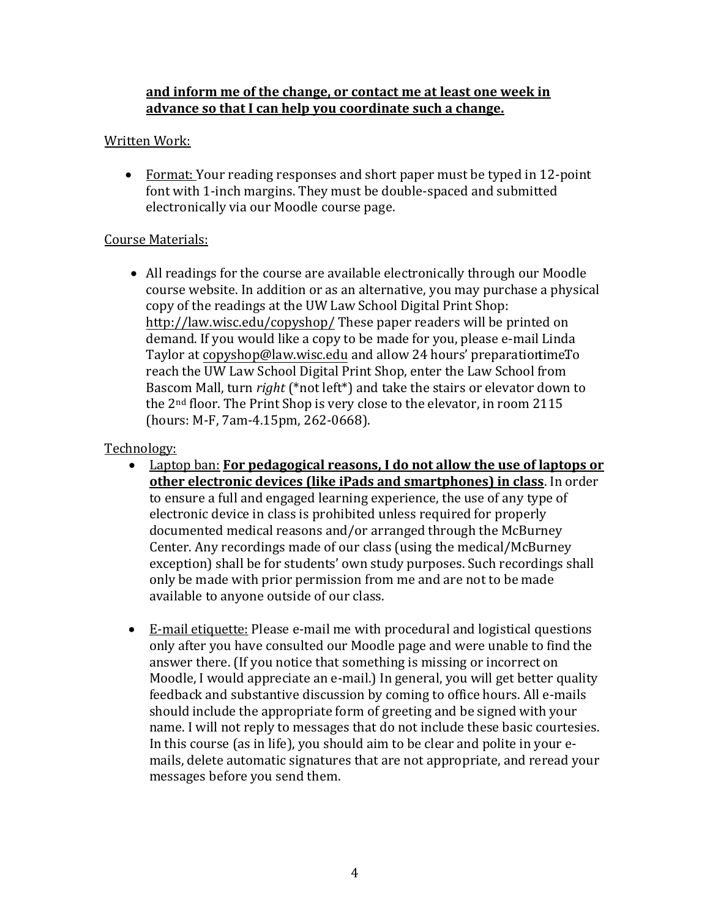**and inform me of the change, or contact me at least one week in advance so that I can help you coordinate such a change.**

Written Work:

- Format: Your reading responses and short paper must be typed in 12-point font with 1-inch margins. They must be double-spaced and submitted electronically via our Moodle course page.

Course Materials:

- All readings for the course are available electronically through our Moodle course website. In addition or as an alternative, you may purchase a physical copy of the readings at the UW Law School Digital Print Shop: http://law.wisc.edu/copyshop/ These paper readers will be printed on demand. If you would like a copy to be made for you, please e-mail Linda Taylor at copyshop@law.wisc.edu and allow 24 hours' preparation time. To reach the UW Law School Digital Print Shop, enter the Law School from Bascom Mall, turn *right* (*not left*) and take the stairs or elevator down to the 2nd floor. The Print Shop is very close to the elevator, in room 2115 (hours: M-F, 7am-4.15pm, 262-0668).

Technology:

- Laptop ban: **For pedagogical reasons, I do not allow the use of laptops or other electronic devices (like iPads and smartphones) in class**. In order to ensure a full and engaged learning experience, the use of any type of electronic device in class is prohibited unless required for properly documented medical reasons and/or arranged through the McBurney Center. Any recordings made of our class (using the medical/McBurney exception) shall be for students' own study purposes. Such recordings shall only be made with prior permission from me and are not to be made available to anyone outside of our class.

- E-mail etiquette: Please e-mail me with procedural and logistical questions only after you have consulted our Moodle page and were unable to find the answer there. (If you notice that something is missing or incorrect on Moodle, I would appreciate an e-mail.) In general, you will get better quality feedback and substantive discussion by coming to office hours. All e-mails should include the appropriate form of greeting and be signed with your name. I will not reply to messages that do not include these basic courtesies. In this course (as in life), you should aim to be clear and polite in your e-mails, delete automatic signatures that are not appropriate, and reread your messages before you send them.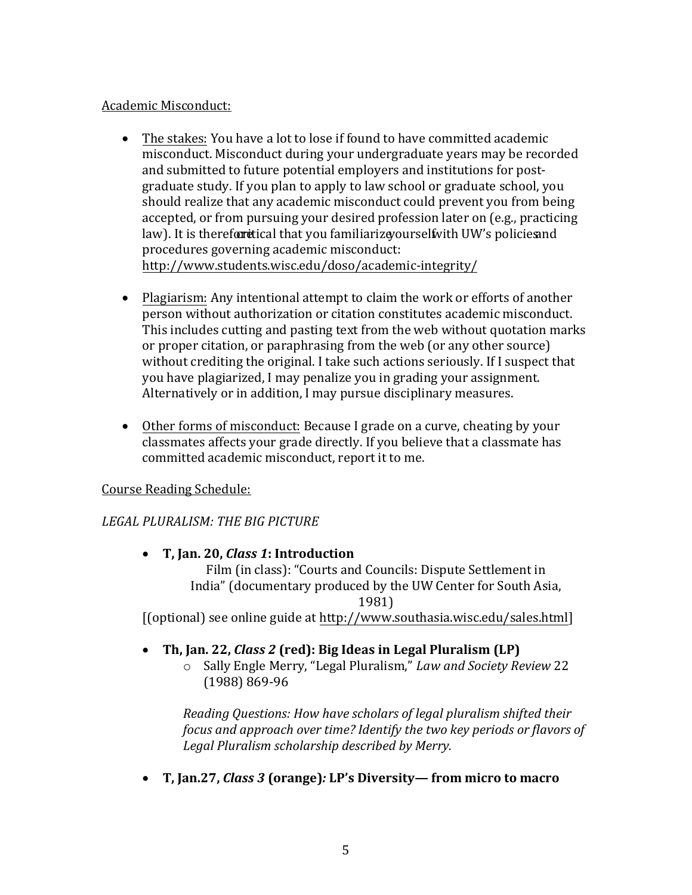Academic Misconduct:

- The stakes: You have a lot to lose if found to have committed academic misconduct. Misconduct during your undergraduate years may be recorded and submitted to future potential employers and institutions for post-graduate study. If you plan to apply to law school or graduate school, you should realize that any academic misconduct could prevent you from being accepted, or from pursuing your desired profession later on (e.g., practicing law). It is therefore critical that you familiarize yourself with UW's policies and procedures governing academic misconduct: http://www.students.wisc.edu/doso/academic-integrity/

- Plagiarism: Any intentional attempt to claim the work or efforts of another person without authorization or citation constitutes academic misconduct. This includes cutting and pasting text from the web without quotation marks or proper citation, or paraphrasing from the web (or any other source) without crediting the original. I take such actions seriously. If I suspect that you have plagiarized, I may penalize you in grading your assignment. Alternatively or in addition, I may pursue disciplinary measures.

- Other forms of misconduct: Because I grade on a curve, cheating by your classmates affects your grade directly. If you believe that a classmate has committed academic misconduct, report it to me.

Course Reading Schedule:

*LEGAL PLURALISM: THE BIG PICTURE*

- **T, Jan. 20, *Class 1*: Introduction**
  Film (in class): "Courts and Councils: Dispute Settlement in India" (documentary produced by the UW Center for South Asia, 1981)

[(optional) see online guide at http://www.southasia.wisc.edu/sales.html]

- **Th, Jan. 22, *Class 2* (red): Big Ideas in Legal Pluralism (LP)**
  - Sally Engle Merry, "Legal Pluralism," *Law and Society Review* 22 (1988) 869-96

    *Reading Questions: How have scholars of legal pluralism shifted their focus and approach over time? Identify the two key periods or flavors of Legal Pluralism scholarship described by Merry.*

- **T, Jan.27, *Class 3* (orange)*:* LP's Diversity— from micro to macro**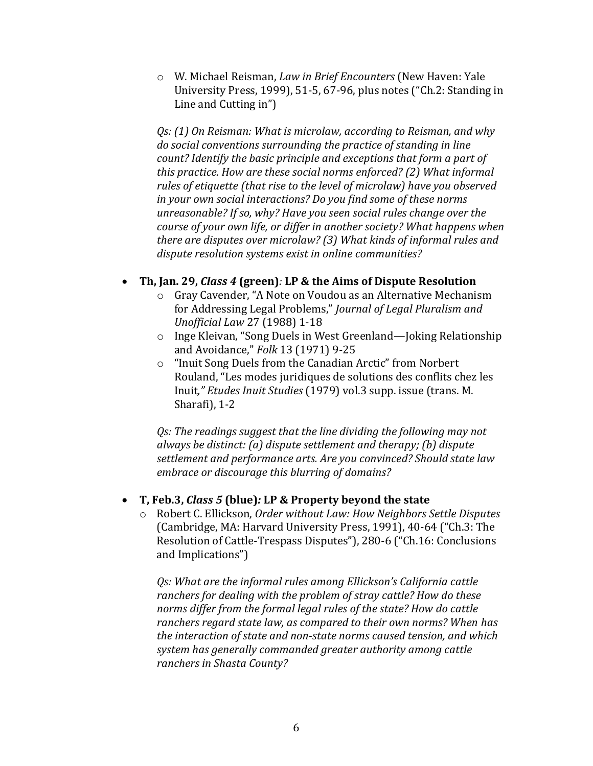- W. Michael Reisman, *Law in Brief Encounters* (New Haven: Yale University Press, 1999), 51-5, 67-96, plus notes ("Ch.2: Standing in Line and Cutting in")

  *Qs: (1) On Reisman: What is microlaw, according to Reisman, and why do social conventions surrounding the practice of standing in line count? Identify the basic principle and exceptions that form a part of this practice. How are these social norms enforced? (2) What informal rules of etiquette (that rise to the level of microlaw) have you observed in your own social interactions? Do you find some of these norms unreasonable? If so, why? Have you seen social rules change over the course of your own life, or differ in another society? What happens when there are disputes over microlaw? (3) What kinds of informal rules and dispute resolution systems exist in online communities?*

- **Th, Jan. 29, *Class 4* (green)*:* LP & the Aims of Dispute Resolution**
  - Gray Cavender, "A Note on Voudou as an Alternative Mechanism for Addressing Legal Problems," *Journal of Legal Pluralism and Unofficial Law* 27 (1988) 1-18
  - Inge Kleivan, "Song Duels in West Greenland—Joking Relationship and Avoidance," *Folk* 13 (1971) 9-25
  - "Inuit Song Duels from the Canadian Arctic" from Norbert Rouland, "Les modes juridiques de solutions des conflits chez les Inuit*," Etudes Inuit Studies* (1979) vol.3 supp. issue (trans. M. Sharafi), 1-2

  *Qs: The readings suggest that the line dividing the following may not always be distinct: (a) dispute settlement and therapy; (b) dispute settlement and performance arts. Are you convinced? Should state law embrace or discourage this blurring of domains?*

- **T, Feb.3, *Class 5* (blue)*:* LP & Property beyond the state**
  - Robert C. Ellickson, *Order without Law: How Neighbors Settle Disputes* (Cambridge, MA: Harvard University Press, 1991), 40-64 ("Ch.3: The Resolution of Cattle-Trespass Disputes"), 280-6 ("Ch.16: Conclusions and Implications")

  *Qs: What are the informal rules among Ellickson's California cattle ranchers for dealing with the problem of stray cattle? How do these norms differ from the formal legal rules of the state? How do cattle ranchers regard state law, as compared to their own norms? When has the interaction of state and non-state norms caused tension, and which system has generally commanded greater authority among cattle ranchers in Shasta County?*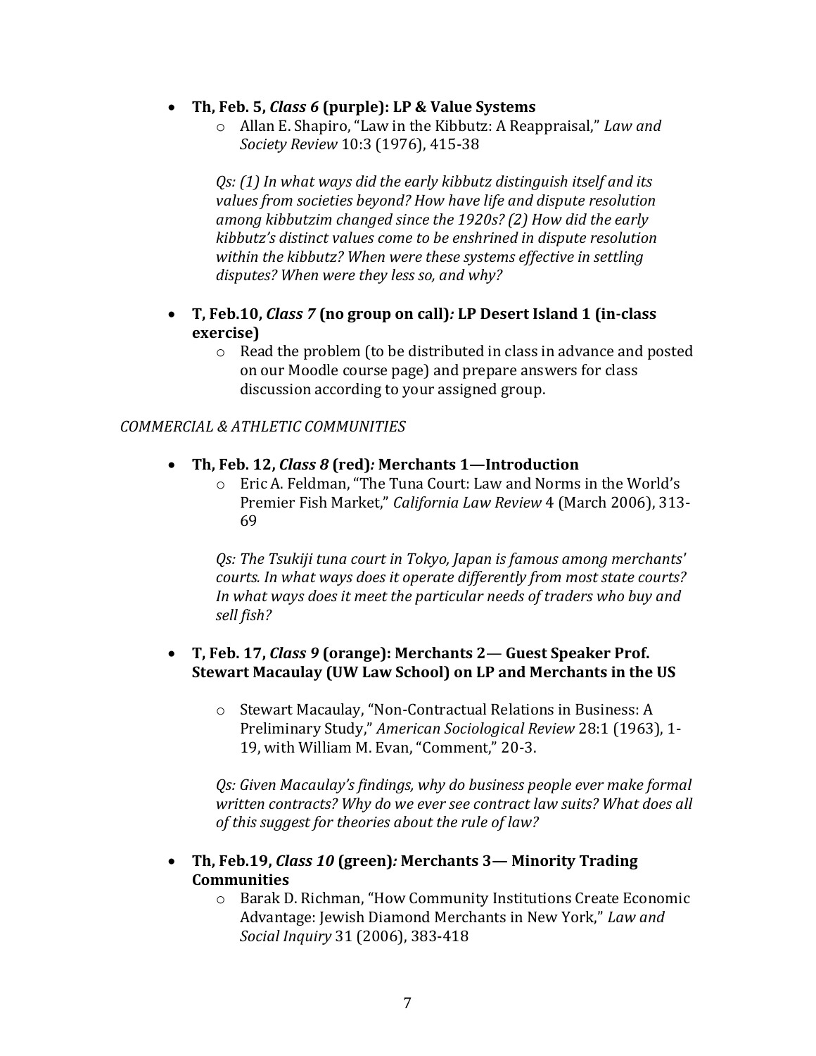- **Th, Feb. 5, *Class 6* (purple): LP & Value Systems**
    - Allan E. Shapiro, "Law in the Kibbutz: A Reappraisal," *Law and Society Review* 10:3 (1976), 415-38

    *Qs: (1) In what ways did the early kibbutz distinguish itself and its values from societies beyond? How have life and dispute resolution among kibbutzim changed since the 1920s? (2) How did the early kibbutz's distinct values come to be enshrined in dispute resolution within the kibbutz? When were these systems effective in settling disputes? When were they less so, and why?*

- **T, Feb.10, *Class 7* (no group on call)*:* LP Desert Island 1 (in-class exercise)**
    - Read the problem (to be distributed in class in advance and posted on our Moodle course page) and prepare answers for class discussion according to your assigned group.

*COMMERCIAL & ATHLETIC COMMUNITIES*

- **Th, Feb. 12, *Class 8* (red)*:* Merchants 1—Introduction**
    - Eric A. Feldman, "The Tuna Court: Law and Norms in the World's Premier Fish Market," *California Law Review* 4 (March 2006), 313-69

    *Qs: The Tsukiji tuna court in Tokyo, Japan is famous among merchants' courts. In what ways does it operate differently from most state courts? In what ways does it meet the particular needs of traders who buy and sell fish?*

- **T, Feb. 17, *Class 9* (orange): Merchants 2— Guest Speaker Prof. Stewart Macaulay (UW Law School) on LP and Merchants in the US**
    - Stewart Macaulay, "Non-Contractual Relations in Business: A Preliminary Study," *American Sociological Review* 28:1 (1963), 1-19, with William M. Evan, "Comment," 20-3.

    *Qs: Given Macaulay's findings, why do business people ever make formal written contracts? Why do we ever see contract law suits? What does all of this suggest for theories about the rule of law?*

- **Th, Feb.19, *Class 10* (green)*:* Merchants 3— Minority Trading Communities**
    - Barak D. Richman, "How Community Institutions Create Economic Advantage: Jewish Diamond Merchants in New York," *Law and Social Inquiry* 31 (2006), 383-418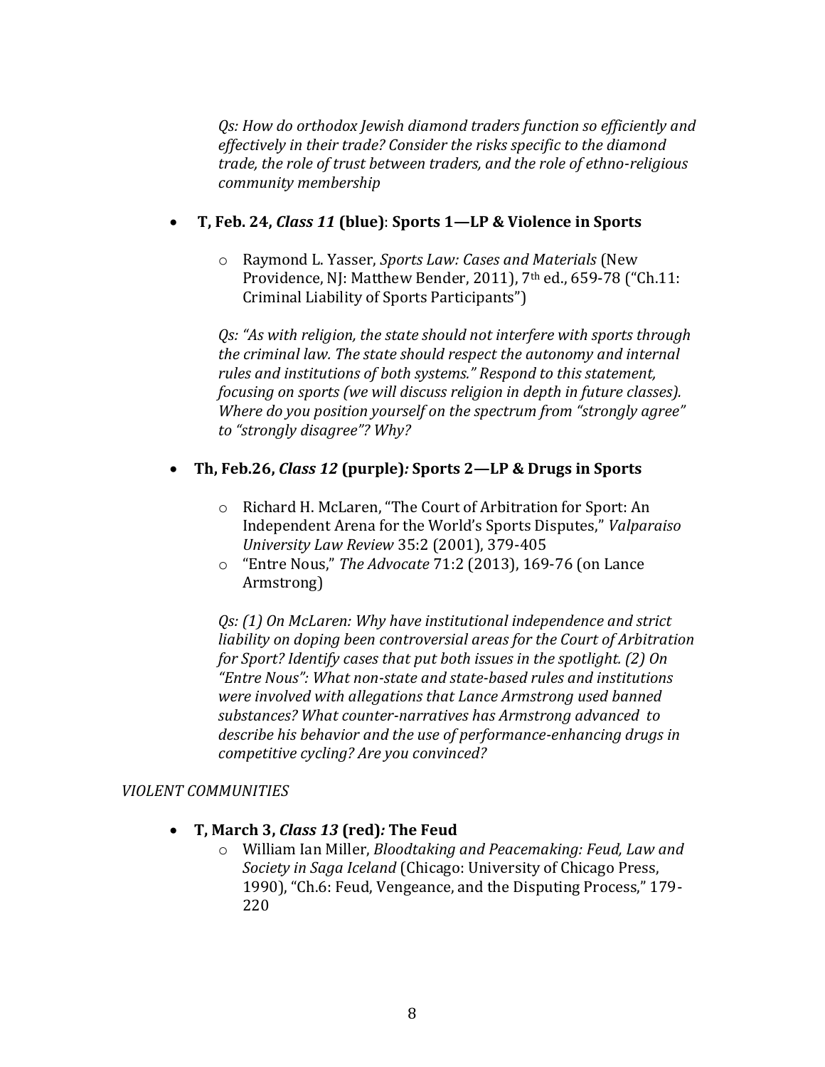*Qs: How do orthodox Jewish diamond traders function so efficiently and effectively in their trade? Consider the risks specific to the diamond trade, the role of trust between traders, and the role of ethno-religious community membership*

- **T, Feb. 24, *Class 11* (blue)**: **Sports 1—LP & Violence in Sports**
    - Raymond L. Yasser, *Sports Law: Cases and Materials* (New Providence, NJ: Matthew Bender, 2011), 7th ed., 659-78 ("Ch.11: Criminal Liability of Sports Participants")

    *Qs: "As with religion, the state should not interfere with sports through the criminal law. The state should respect the autonomy and internal rules and institutions of both systems." Respond to this statement, focusing on sports (we will discuss religion in depth in future classes). Where do you position yourself on the spectrum from "strongly agree" to "strongly disagree"? Why?*

- **Th, Feb.26, *Class 12* (purple)*:* Sports 2—LP & Drugs in Sports**
    - Richard H. McLaren, "The Court of Arbitration for Sport: An Independent Arena for the World's Sports Disputes," *Valparaiso University Law Review* 35:2 (2001), 379-405
    - "Entre Nous," *The Advocate* 71:2 (2013), 169-76 (on Lance Armstrong)

    *Qs: (1) On McLaren: Why have institutional independence and strict liability on doping been controversial areas for the Court of Arbitration for Sport? Identify cases that put both issues in the spotlight. (2) On "Entre Nous": What non-state and state-based rules and institutions were involved with allegations that Lance Armstrong used banned substances? What counter-narratives has Armstrong advanced to describe his behavior and the use of performance-enhancing drugs in competitive cycling? Are you convinced?*

*VIOLENT COMMUNITIES*

- **T, March 3, *Class 13* (red)*:* The Feud**
    - William Ian Miller, *Bloodtaking and Peacemaking: Feud, Law and Society in Saga Iceland* (Chicago: University of Chicago Press, 1990), "Ch.6: Feud, Vengeance, and the Disputing Process," 179-220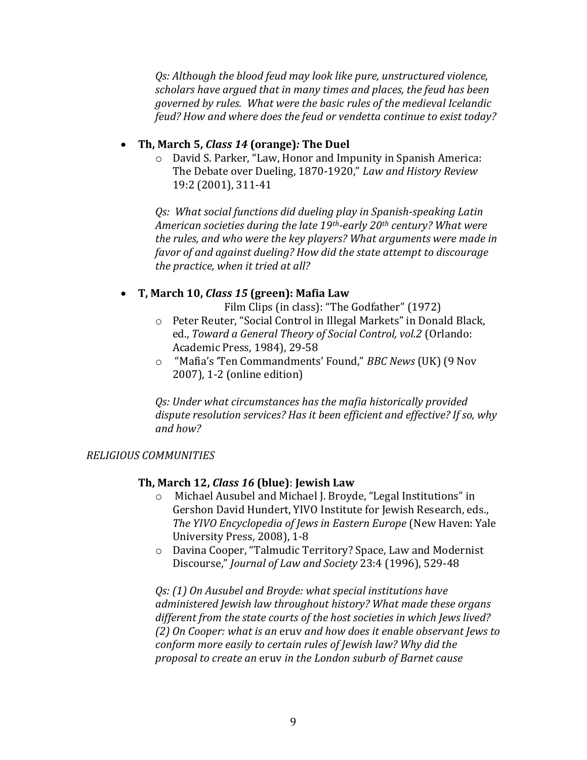*Qs: Although the blood feud may look like pure, unstructured violence, scholars have argued that in many times and places, the feud has been governed by rules. What were the basic rules of the medieval Icelandic feud? How and where does the feud or vendetta continue to exist today?*

- **Th, March 5, *Class 14* (orange)*:* The Duel**
  - David S. Parker, "Law, Honor and Impunity in Spanish America: The Debate over Dueling, 1870-1920," *Law and History Review* 19:2 (2001), 311-41

  *Qs: What social functions did dueling play in Spanish-speaking Latin American societies during the late 19th-early 20th century? What were the rules, and who were the key players? What arguments were made in favor of and against dueling? How did the state attempt to discourage the practice, when it tried at all?*

- **T, March 10, *Class 15* (green): Mafia Law**

  Film Clips (in class): "The Godfather" (1972)
  - Peter Reuter, "Social Control in Illegal Markets" in Donald Black, ed., *Toward a General Theory of Social Control, vol.2* (Orlando: Academic Press, 1984), 29-58
  - "Mafia's 'Ten Commandments' Found," *BBC News* (UK) (9 Nov 2007), 1-2 (online edition)

  *Qs: Under what circumstances has the mafia historically provided dispute resolution services? Has it been efficient and effective? If so, why and how?*

*RELIGIOUS COMMUNITIES*

**Th, March 12, *Class 16* (blue)**: **Jewish Law**
- Michael Ausubel and Michael J. Broyde, "Legal Institutions" in Gershon David Hundert, YIVO Institute for Jewish Research, eds., *The YIVO Encyclopedia of Jews in Eastern Europe* (New Haven: Yale University Press, 2008), 1-8
- Davina Cooper, "Talmudic Territory? Space, Law and Modernist Discourse," *Journal of Law and Society* 23:4 (1996), 529-48

*Qs: (1) On Ausubel and Broyde: what special institutions have administered Jewish law throughout history? What made these organs different from the state courts of the host societies in which Jews lived? (2) On Cooper: what is an* eruv *and how does it enable observant Jews to conform more easily to certain rules of Jewish law? Why did the proposal to create an* eruv *in the London suburb of Barnet cause*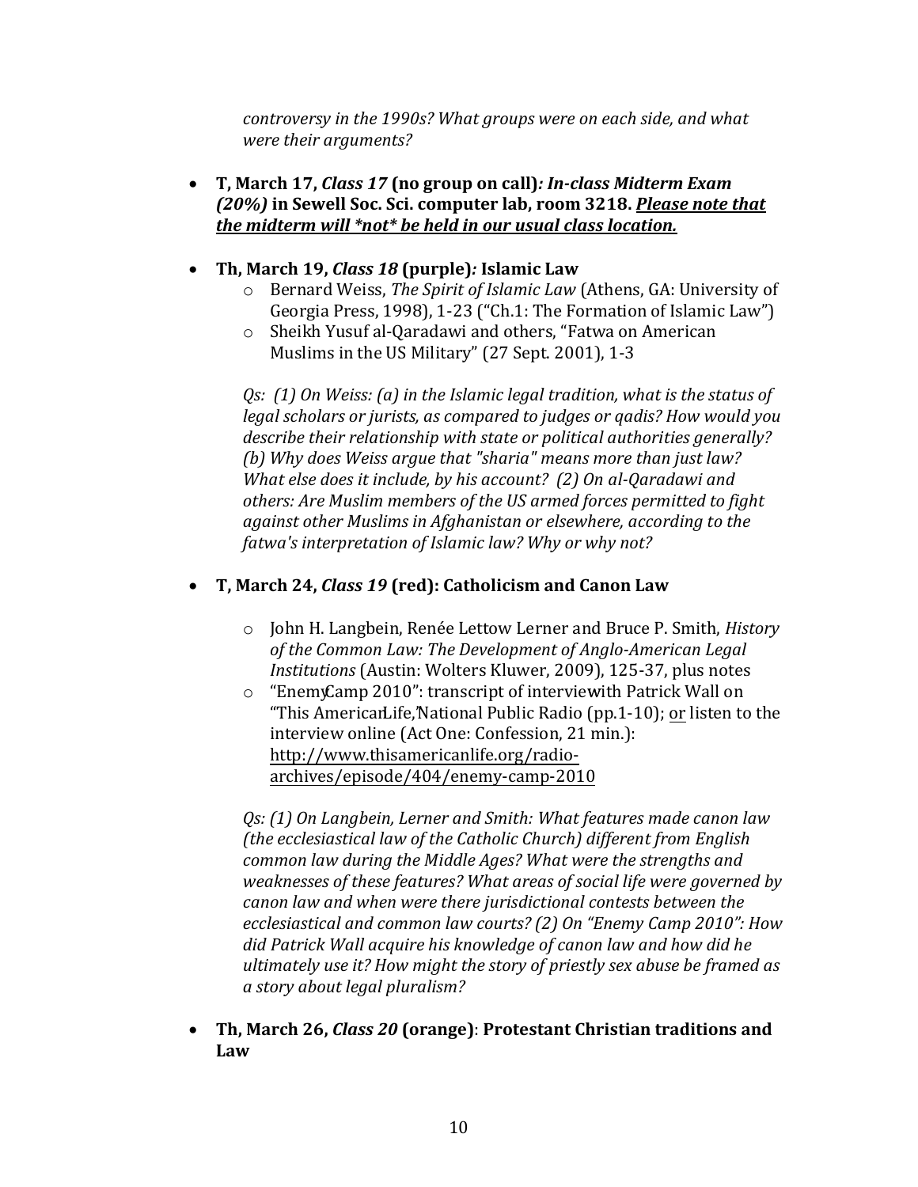*controversy in the 1990s? What groups were on each side, and what were their arguments?*

- **T, March 17, *Class 17* (no group on call)*: In-class Midterm Exam (20%)* in Sewell Soc. Sci. computer lab, room 3218. *Please note that the midterm will *not* be held in our usual class location.***

- **Th, March 19, *Class 18* (purple)*:* Islamic Law**
  - Bernard Weiss, *The Spirit of Islamic Law* (Athens, GA: University of Georgia Press, 1998), 1-23 ("Ch.1: The Formation of Islamic Law")
  - Sheikh Yusuf al-Qaradawi and others, "Fatwa on American Muslims in the US Military" (27 Sept. 2001), 1-3

  *Qs: (1) On Weiss: (a) in the Islamic legal tradition, what is the status of legal scholars or jurists, as compared to judges or qadis? How would you describe their relationship with state or political authorities generally? (b) Why does Weiss argue that "sharia" means more than just law? What else does it include, by his account? (2) On al-Qaradawi and others: Are Muslim members of the US armed forces permitted to fight against other Muslims in Afghanistan or elsewhere, according to the fatwa's interpretation of Islamic law? Why or why not?*

- **T, March 24, *Class 19* (red): Catholicism and Canon Law**
  - John H. Langbein, Renée Lettow Lerner and Bruce P. Smith, *History of the Common Law: The Development of Anglo-American Legal Institutions* (Austin: Wolters Kluwer, 2009), 125-37, plus notes
  - "Enemy Camp 2010": transcript of interview with Patrick Wall on "This American Life," National Public Radio (pp.1-10); or listen to the interview online (Act One: Confession, 21 min.): http://www.thisamericanlife.org/radio-archives/episode/404/enemy-camp-2010

  *Qs: (1) On Langbein, Lerner and Smith: What features made canon law (the ecclesiastical law of the Catholic Church) different from English common law during the Middle Ages? What were the strengths and weaknesses of these features? What areas of social life were governed by canon law and when were there jurisdictional contests between the ecclesiastical and common law courts? (2) On "Enemy Camp 2010": How did Patrick Wall acquire his knowledge of canon law and how did he ultimately use it? How might the story of priestly sex abuse be framed as a story about legal pluralism?*

- **Th, March 26, *Class 20* (orange)**: **Protestant Christian traditions and Law**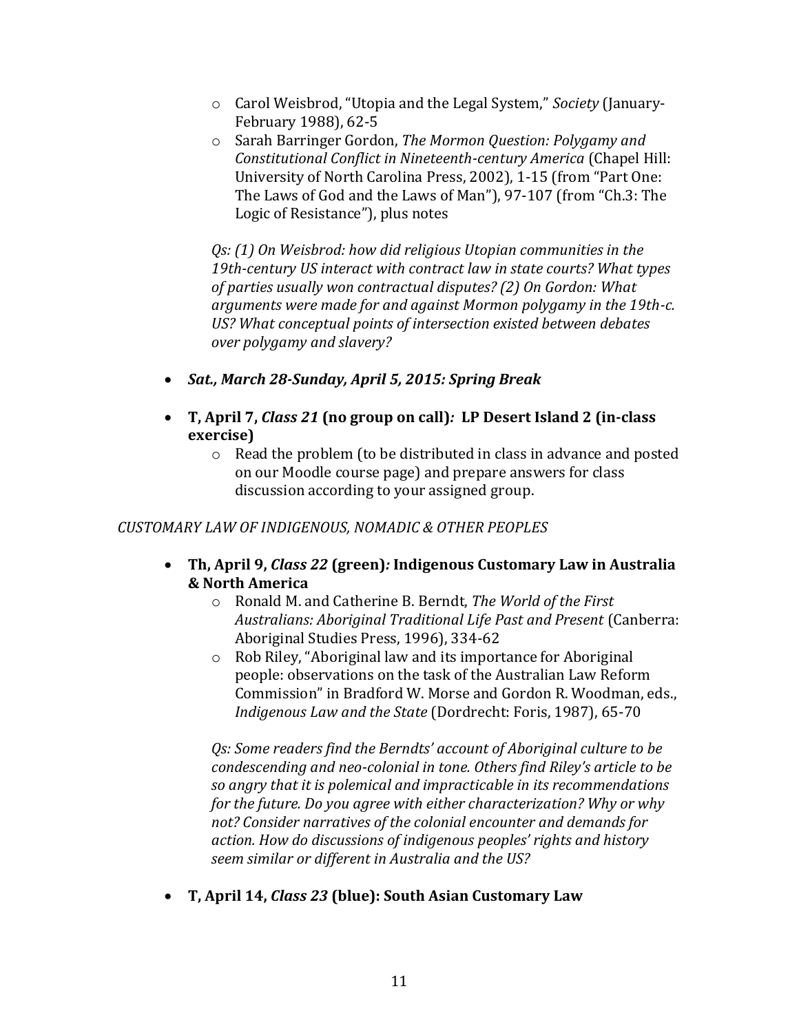- Carol Weisbrod, "Utopia and the Legal System," *Society* (January-February 1988), 62-5
  - Sarah Barringer Gordon, *The Mormon Question: Polygamy and Constitutional Conflict in Nineteenth-century America* (Chapel Hill: University of North Carolina Press, 2002), 1-15 (from "Part One: The Laws of God and the Laws of Man"), 97-107 (from "Ch.3: The Logic of Resistance"), plus notes

  *Qs: (1) On Weisbrod: how did religious Utopian communities in the 19th-century US interact with contract law in state courts? What types of parties usually won contractual disputes? (2) On Gordon: What arguments were made for and against Mormon polygamy in the 19th-c. US? What conceptual points of intersection existed between debates over polygamy and slavery?*

- ***Sat., March 28-Sunday, April 5, 2015: Spring Break***

- **T, April 7, *Class 21* (no group on call)*:* LP Desert Island 2 (in-class exercise)**
  - Read the problem (to be distributed in class in advance and posted on our Moodle course page) and prepare answers for class discussion according to your assigned group.

*CUSTOMARY LAW OF INDIGENOUS, NOMADIC & OTHER PEOPLES*

- **Th, April 9, *Class 22* (green)*:* Indigenous Customary Law in Australia & North America**
  - Ronald M. and Catherine B. Berndt, *The World of the First Australians: Aboriginal Traditional Life Past and Present* (Canberra: Aboriginal Studies Press, 1996), 334-62
  - Rob Riley, "Aboriginal law and its importance for Aboriginal people: observations on the task of the Australian Law Reform Commission" in Bradford W. Morse and Gordon R. Woodman, eds., *Indigenous Law and the State* (Dordrecht: Foris, 1987), 65-70

  *Qs: Some readers find the Berndts' account of Aboriginal culture to be condescending and neo-colonial in tone. Others find Riley's article to be so angry that it is polemical and impracticable in its recommendations for the future. Do you agree with either characterization? Why or why not? Consider narratives of the colonial encounter and demands for action. How do discussions of indigenous peoples' rights and history seem similar or different in Australia and the US?*

- **T, April 14, *Class 23* (blue): South Asian Customary Law**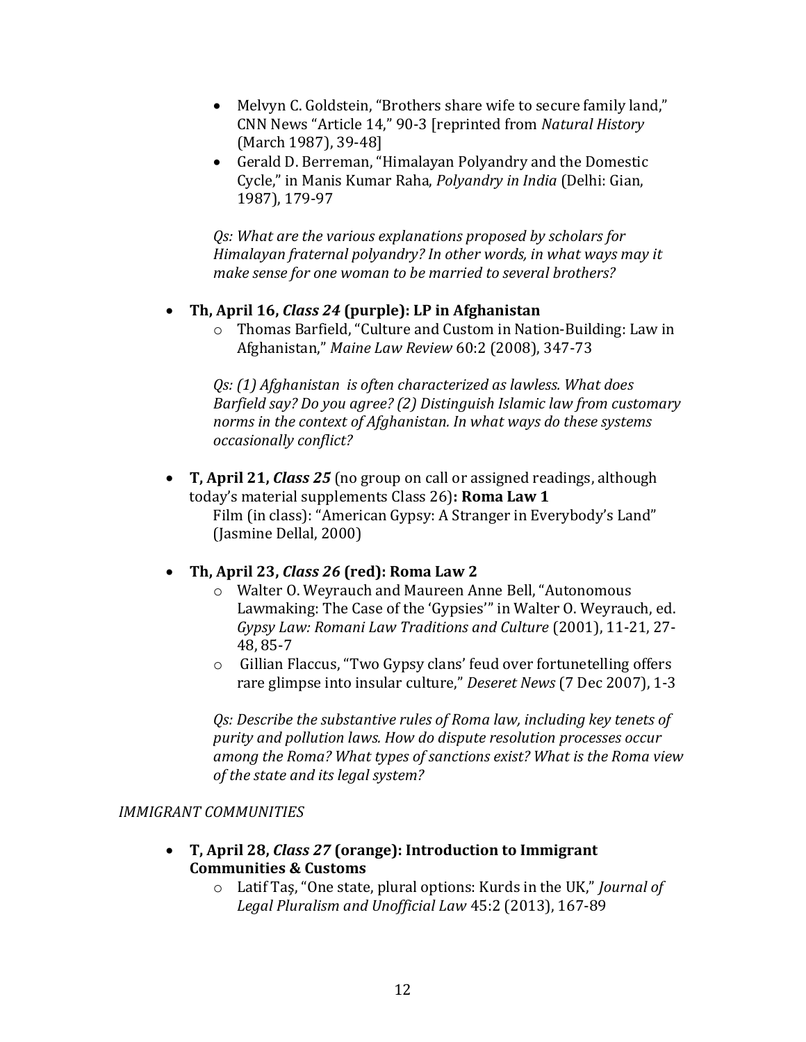- Melvyn C. Goldstein, "Brothers share wife to secure family land," CNN News "Article 14," 90-3 [reprinted from *Natural History* (March 1987), 39-48]
- Gerald D. Berreman, "Himalayan Polyandry and the Domestic Cycle," in Manis Kumar Raha, *Polyandry in India* (Delhi: Gian, 1987), 179-97

*Qs: What are the various explanations proposed by scholars for Himalayan fraternal polyandry? In other words, in what ways may it make sense for one woman to be married to several brothers?*

- **Th, April 16,** ***Class 24*** **(purple): LP in Afghanistan**
  - Thomas Barfield, "Culture and Custom in Nation-Building: Law in Afghanistan," *Maine Law Review* 60:2 (2008), 347-73

  *Qs: (1) Afghanistan is often characterized as lawless. What does Barfield say? Do you agree? (2) Distinguish Islamic law from customary norms in the context of Afghanistan. In what ways do these systems occasionally conflict?*

- **T, April 21,** ***Class 25*** (no group on call or assigned readings, although today's material supplements Class 26)**: Roma Law 1**
  Film (in class): "American Gypsy: A Stranger in Everybody's Land" (Jasmine Dellal, 2000)

- **Th, April 23,** ***Class 26*** **(red): Roma Law 2**
  - Walter O. Weyrauch and Maureen Anne Bell, "Autonomous Lawmaking: The Case of the 'Gypsies'" in Walter O. Weyrauch, ed. *Gypsy Law: Romani Law Traditions and Culture* (2001), 11-21, 27-48, 85-7
  - Gillian Flaccus, "Two Gypsy clans' feud over fortunetelling offers rare glimpse into insular culture," *Deseret News* (7 Dec 2007), 1-3

  *Qs: Describe the substantive rules of Roma law, including key tenets of purity and pollution laws. How do dispute resolution processes occur among the Roma? What types of sanctions exist? What is the Roma view of the state and its legal system?*

*IMMIGRANT COMMUNITIES*

- **T, April 28,** ***Class 27*** **(orange): Introduction to Immigrant Communities & Customs**
  - Latif Taş, "One state, plural options: Kurds in the UK," *Journal of Legal Pluralism and Unofficial Law* 45:2 (2013), 167-89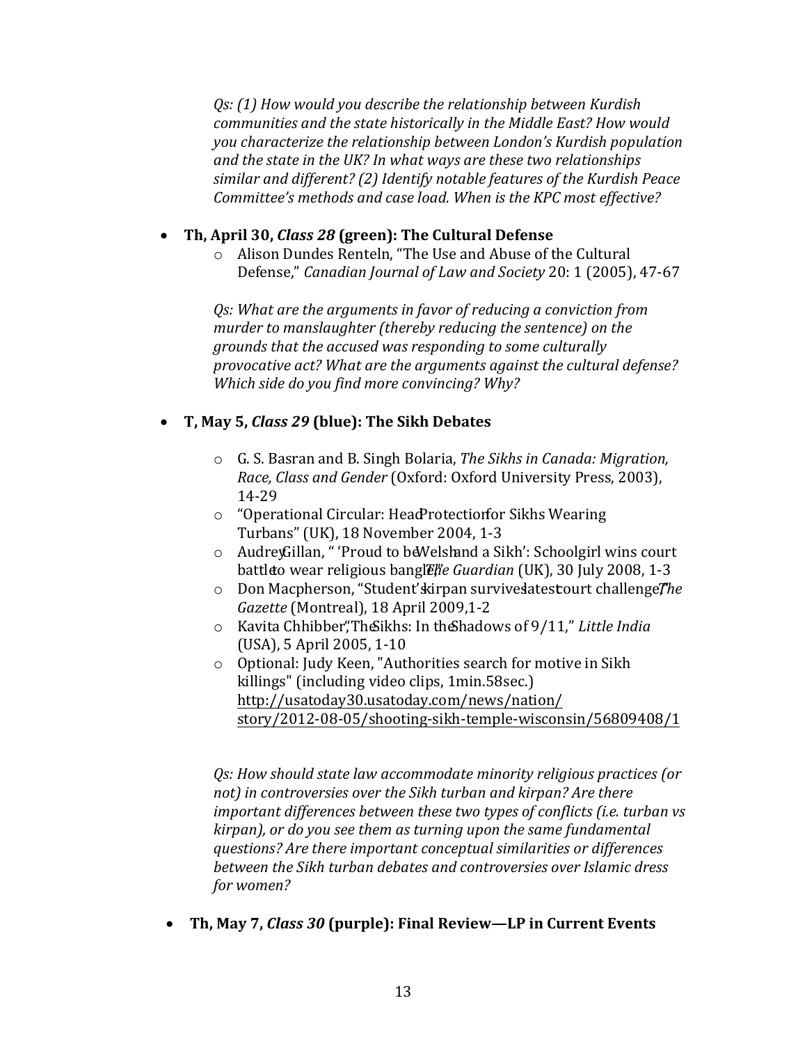*Qs: (1) How would you describe the relationship between Kurdish communities and the state historically in the Middle East? How would you characterize the relationship between London's Kurdish population and the state in the UK? In what ways are these two relationships similar and different? (2) Identify notable features of the Kurdish Peace Committee's methods and case load. When is the KPC most effective?*

- **Th, April 30, *Class 28* (green): The Cultural Defense**
  - Alison Dundes Renteln, "The Use and Abuse of the Cultural Defense," *Canadian Journal of Law and Society* 20: 1 (2005), 47-67

  *Qs: What are the arguments in favor of reducing a conviction from murder to manslaughter (thereby reducing the sentence) on the grounds that the accused was responding to some culturally provocative act? What are the arguments against the cultural defense? Which side do you find more convincing? Why?*

- **T, May 5, *Class 29* (blue): The Sikh Debates**
  - G. S. Basran and B. Singh Bolaria, *The Sikhs in Canada: Migration, Race, Class and Gender* (Oxford: Oxford University Press, 2003), 14-29
  - "Operational Circular: Head Protection for Sikhs Wearing Turbans" (UK), 18 November 2004, 1-3
  - Audrey Gillan, " 'Proud to be Welsh and a Sikh': Schoolgirl wins court battle to wear religious bangle," *The Guardian* (UK), 30 July 2008, 1-3
  - Don Macpherson, "Student's kirpan survives latest court challenge," *The Gazette* (Montreal), 18 April 2009,1-2
  - Kavita Chhibber, "The Sikhs: In the Shadows of 9/11," *Little India* (USA), 5 April 2005, 1-10
  - Optional: Judy Keen, "Authorities search for motive in Sikh killings" (including video clips, 1min.58sec.) http://usatoday30.usatoday.com/news/nation/story/2012-08-05/shooting-sikh-temple-wisconsin/56809408/1

  *Qs: How should state law accommodate minority religious practices (or not) in controversies over the Sikh turban and kirpan? Are there important differences between these two types of conflicts (i.e. turban vs kirpan), or do you see them as turning upon the same fundamental questions? Are there important conceptual similarities or differences between the Sikh turban debates and controversies over Islamic dress for women?*

- **Th, May 7, *Class 30* (purple): Final Review—LP in Current Events**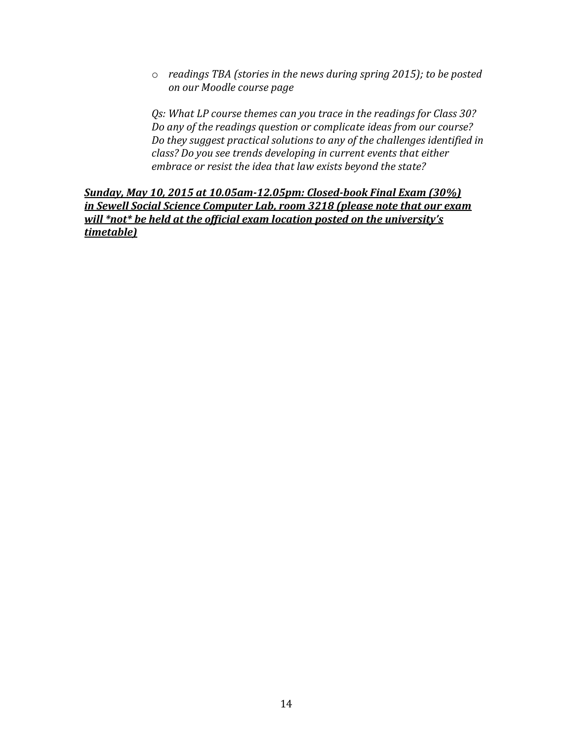- *readings TBA (stories in the news during spring 2015); to be posted on our Moodle course page*

*Qs: What LP course themes can you trace in the readings for Class 30? Do any of the readings question or complicate ideas from our course? Do they suggest practical solutions to any of the challenges identified in class? Do you see trends developing in current events that either embrace or resist the idea that law exists beyond the state?*

***Sunday, May 10, 2015 at 10.05am-12.05pm: Closed-book Final Exam (30%) in Sewell Social Science Computer Lab, room 3218 (please note that our exam will *not* be held at the official exam location posted on the university's timetable)***